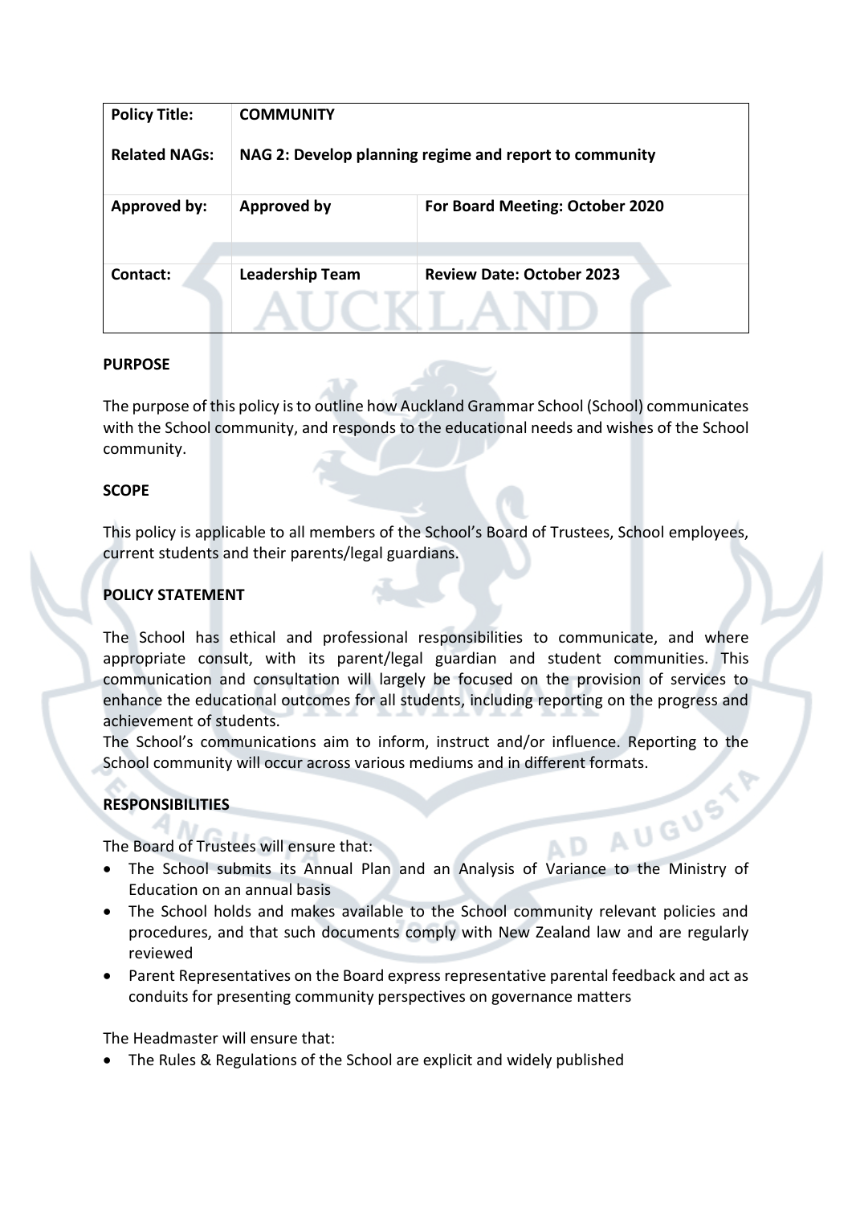| Policy Title: | COMMUNITY | |
|---|---|---|
| Related NAGs: | NAG 2: Develop planning regime and report to community | |
| Approved by: | Approved by | For Board Meeting: October 2020 |
| Contact: | Leadership Team | Review Date: October 2023 |

**PURPOSE**

The purpose of this policy is to outline how Auckland Grammar School (School) communicates with the School community, and responds to the educational needs and wishes of the School community.

**SCOPE**

This policy is applicable to all members of the School's Board of Trustees, School employees, current students and their parents/legal guardians.

**POLICY STATEMENT**

The School has ethical and professional responsibilities to communicate, and where appropriate consult, with its parent/legal guardian and student communities. This communication and consultation will largely be focused on the provision of services to enhance the educational outcomes for all students, including reporting on the progress and achievement of students.

The School's communications aim to inform, instruct and/or influence. Reporting to the School community will occur across various mediums and in different formats.

**RESPONSIBILITIES**

The Board of Trustees will ensure that:

- The School submits its Annual Plan and an Analysis of Variance to the Ministry of Education on an annual basis
- The School holds and makes available to the School community relevant policies and procedures, and that such documents comply with New Zealand law and are regularly reviewed
- Parent Representatives on the Board express representative parental feedback and act as conduits for presenting community perspectives on governance matters

The Headmaster will ensure that:

- The Rules & Regulations of the School are explicit and widely published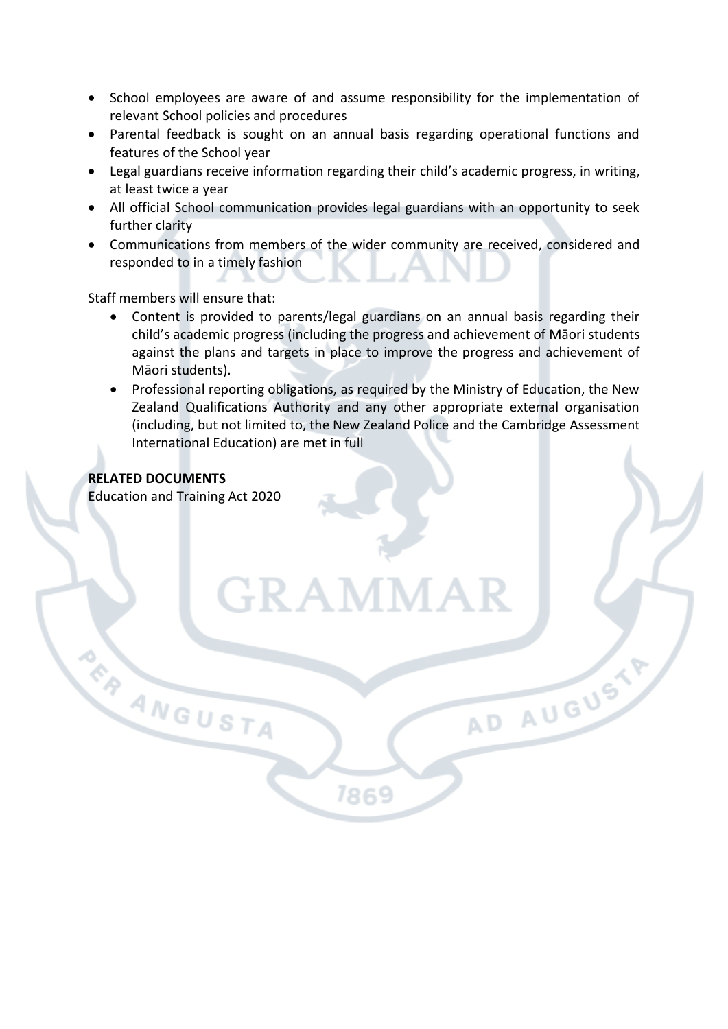- School employees are aware of and assume responsibility for the implementation of relevant School policies and procedures
- Parental feedback is sought on an annual basis regarding operational functions and features of the School year
- Legal guardians receive information regarding their child's academic progress, in writing, at least twice a year
- All official School communication provides legal guardians with an opportunity to seek further clarity
- Communications from members of the wider community are received, considered and responded to in a timely fashion

Staff members will ensure that:

- Content is provided to parents/legal guardians on an annual basis regarding their child's academic progress (including the progress and achievement of Māori students against the plans and targets in place to improve the progress and achievement of Māori students).
- Professional reporting obligations, as required by the Ministry of Education, the New Zealand Qualifications Authority and any other appropriate external organisation (including, but not limited to, the New Zealand Police and the Cambridge Assessment International Education) are met in full

**RELATED DOCUMENTS**

Education and Training Act 2020